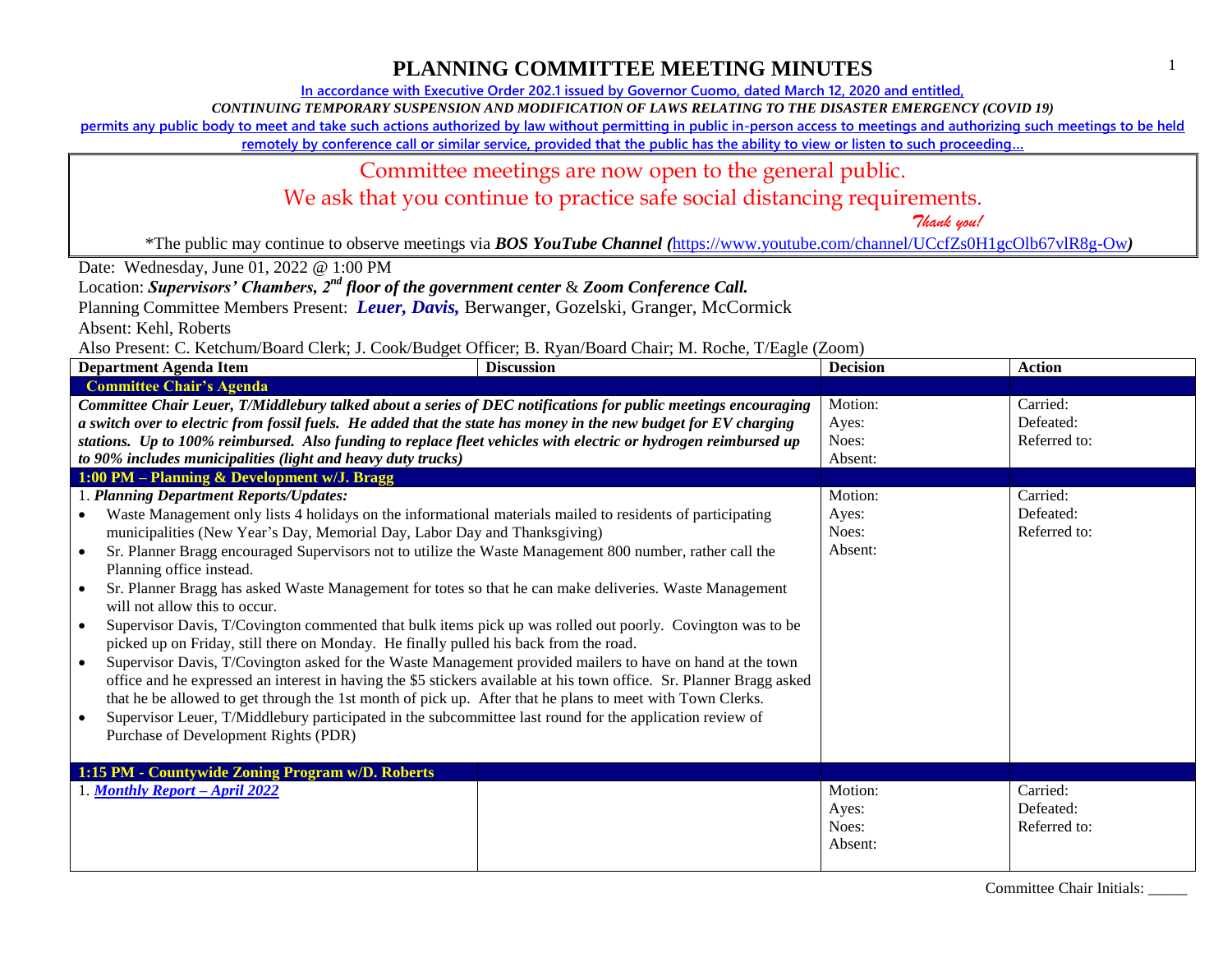# PLANNING COMMITTEE MEETING MINUTES

**In accordance with Executive Order 202.1 issued by Governor Cuomo, dated March 12, 2020 and entitled,**

***CONTINUING TEMPORARY SUSPENSION AND MODIFICATION OF LAWS RELATING TO THE DISASTER EMERGENCY (COVID 19)***

**permits any public body to meet and take such actions authorized by law without permitting in public in-person access to meetings and authorizing such meetings to be held remotely by conference call or similar service, provided that the public has the ability to view or listen to such proceeding…**

Committee meetings are now open to the general public.

We ask that you continue to practice safe social distancing requirements.

*Thank you!*

*The public may continue to observe meetings via ***BOS YouTube Channel (***https://www.youtube.com/channel/UCcfZs0H1gcOlb67vlR8g-Ow***)***

Date: Wednesday, June 01, 2022 @ 1:00 PM

Location: ***Supervisors' Chambers, 2nd floor of the government center*** & ***Zoom Conference Call.***

Planning Committee Members Present: ***Leuer, Davis,*** Berwanger, Gozelski, Granger, McCormick

Absent: Kehl, Roberts

Also Present: C. Ketchum/Board Clerk; J. Cook/Budget Officer; B. Ryan/Board Chair; M. Roche, T/Eagle (Zoom)

| Department Agenda Item | Discussion | Decision | Action |
|---|---|---|---|
| **Committee Chair's Agenda** | | | |
| ***Committee Chair Leuer, T/Middlebury talked about a series of DEC notifications for public meetings encouraging a switch over to electric from fossil fuels. He added that the state has money in the new budget for EV charging stations. Up to 100% reimbursed. Also funding to replace fleet vehicles with electric or hydrogen reimbursed up to 90% includes municipalities (light and heavy duty trucks)*** | | Motion:<br>Ayes:<br>Noes:<br>Absent: | Carried:<br>Defeated:<br>Referred to: |
| **1:00 PM – Planning & Development w/J. Bragg** | | | |
| 1. ***Planning Department Reports/Updates:***<br>• Waste Management only lists 4 holidays on the informational materials mailed to residents of participating municipalities (New Year's Day, Memorial Day, Labor Day and Thanksgiving)<br>• Sr. Planner Bragg encouraged Supervisors not to utilize the Waste Management 800 number, rather call the Planning office instead.<br>• Sr. Planner Bragg has asked Waste Management for totes so that he can make deliveries. Waste Management will not allow this to occur.<br>• Supervisor Davis, T/Covington commented that bulk items pick up was rolled out poorly. Covington was to be picked up on Friday, still there on Monday. He finally pulled his back from the road.<br>• Supervisor Davis, T/Covington asked for the Waste Management provided mailers to have on hand at the town office and he expressed an interest in having the $5 stickers available at his town office. Sr. Planner Bragg asked that he be allowed to get through the 1st month of pick up. After that he plans to meet with Town Clerks.<br>• Supervisor Leuer, T/Middlebury participated in the subcommittee last round for the application review of Purchase of Development Rights (PDR) | | Motion:<br>Ayes:<br>Noes:<br>Absent: | Carried:<br>Defeated:<br>Referred to: |
| **1:15 PM - Countywide Zoning Program w/D. Roberts** | | | |
| 1. ***Monthly Report – April 2022*** | | Motion:<br>Ayes:<br>Noes:<br>Absent: | Carried:<br>Defeated:<br>Referred to: |

Committee Chair Initials: _____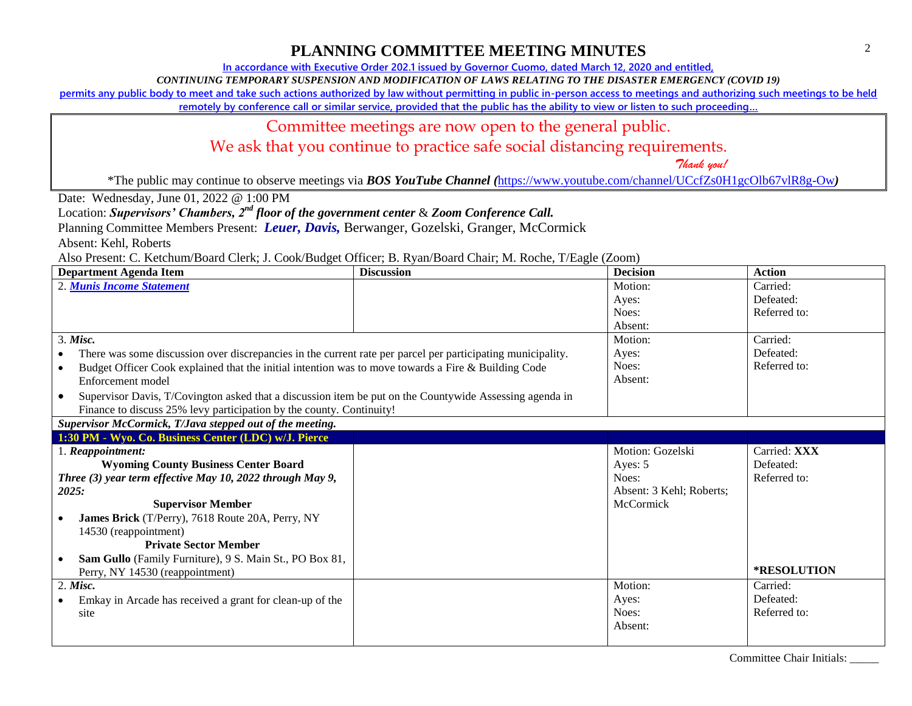# PLANNING COMMITTEE MEETING MINUTES

In accordance with Executive Order 202.1 issued by Governor Cuomo, dated March 12, 2020 and entitled,

*CONTINUING TEMPORARY SUSPENSION AND MODIFICATION OF LAWS RELATING TO THE DISASTER EMERGENCY (COVID 19)*

permits any public body to meet and take such actions authorized by law without permitting in public in-person access to meetings and authorizing such meetings to be held remotely by conference call or similar service, provided that the public has the ability to view or listen to such proceeding…

Committee meetings are now open to the general public.

We ask that you continue to practice safe social distancing requirements.

*Thank you!*

*The public may continue to observe meetings via ***BOS YouTube Channel*** *(*https://www.youtube.com/channel/UCcfZs0H1gcOlb67vlR8g-Ow*)*

Date: Wednesday, June 01, 2022 @ 1:00 PM

Location: ***Supervisors' Chambers, 2nd floor of the government center*** & ***Zoom Conference Call.***

Planning Committee Members Present: ***Leuer, Davis,*** Berwanger, Gozelski, Granger, McCormick

Absent: Kehl, Roberts

Also Present: C. Ketchum/Board Clerk; J. Cook/Budget Officer; B. Ryan/Board Chair; M. Roche, T/Eagle (Zoom)

| Department Agenda Item | Discussion | Decision | Action |
|---|---|---|---|
| 2. ***Munis Income Statement*** | | Motion:<br>Ayes:<br>Noes:<br>Absent: | Carried:<br>Defeated:<br>Referred to: |
| 3. ***Misc.***<br>• There was some discussion over discrepancies in the current rate per parcel per participating municipality.<br>• Budget Officer Cook explained that the initial intention was to move towards a Fire & Building Code Enforcement model<br>• Supervisor Davis, T/Covington asked that a discussion item be put on the Countywide Assessing agenda in Finance to discuss 25% levy participation by the county. Continuity! | | Motion:<br>Ayes:<br>Noes:<br>Absent: | Carried:<br>Defeated:<br>Referred to: |
| ***Supervisor McCormick, T/Java stepped out of the meeting.*** | | | |
| **1:30 PM - Wyo. Co. Business Center (LDC) w/J. Pierce** | | | |
| 1. ***Reappointment:***<br>**Wyoming County Business Center Board**<br>***Three (3) year term effective May 10, 2022 through May 9, 2025:***<br>**Supervisor Member**<br>• **James Brick** (T/Perry), 7618 Route 20A, Perry, NY 14530 (reappointment)<br>**Private Sector Member**<br>• **Sam Gullo** (Family Furniture), 9 S. Main St., PO Box 81, Perry, NY 14530 (reappointment) | | Motion: Gozelski<br>Ayes: 5<br>Noes:<br>Absent: 3 Kehl; Roberts; McCormick | Carried: **XXX**<br>Defeated:<br>Referred to:<br>**\*RESOLUTION** |
| 2. ***Misc.***<br>• Emkay in Arcade has received a grant for clean-up of the site | | Motion:<br>Ayes:<br>Noes:<br>Absent: | Carried:<br>Defeated:<br>Referred to: |

Committee Chair Initials: _____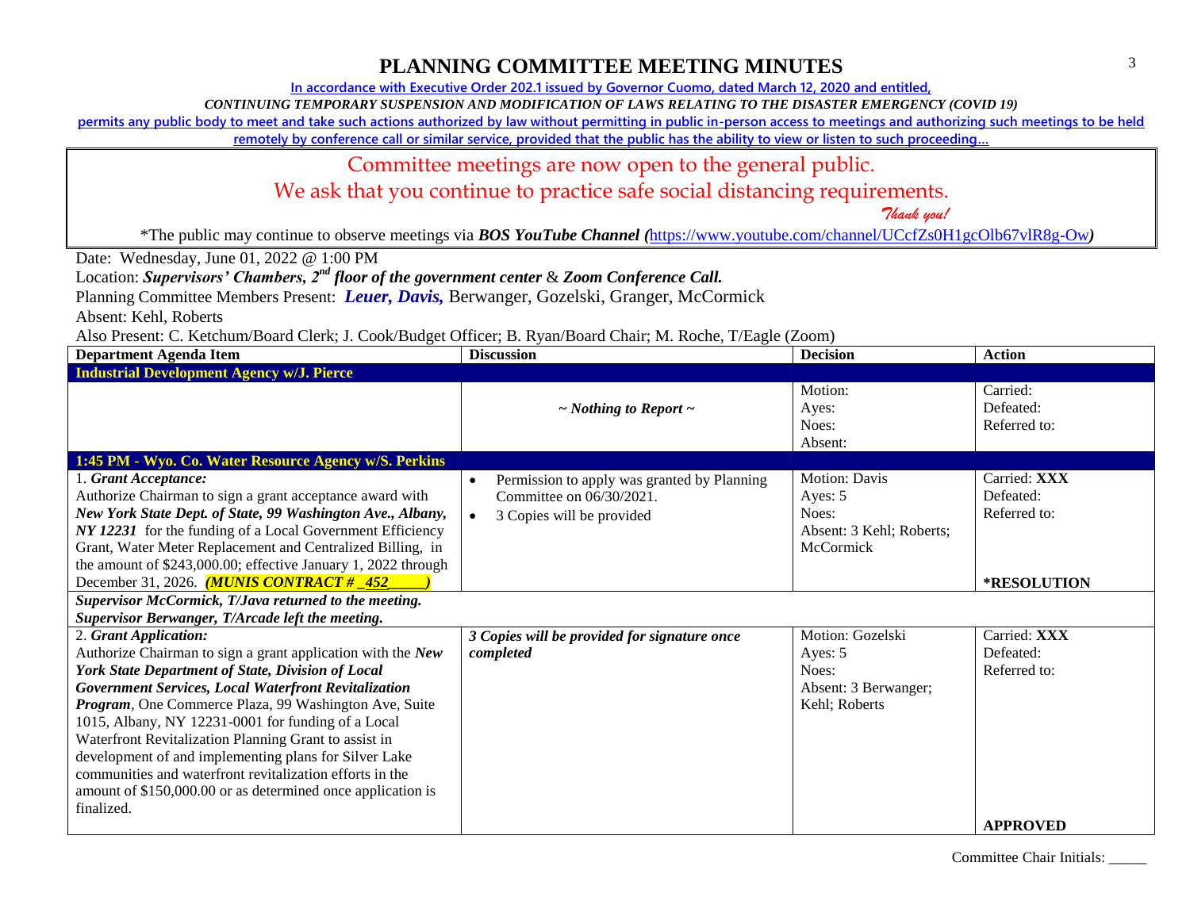# PLANNING COMMITTEE MEETING MINUTES

In accordance with Executive Order 202.1 issued by Governor Cuomo, dated March 12, 2020 and entitled,

*CONTINUING TEMPORARY SUSPENSION AND MODIFICATION OF LAWS RELATING TO THE DISASTER EMERGENCY (COVID 19)*

permits any public body to meet and take such actions authorized by law without permitting in public in-person access to meetings and authorizing such meetings to be held remotely by conference call or similar service, provided that the public has the ability to view or listen to such proceeding…

Committee meetings are now open to the general public.

We ask that you continue to practice safe social distancing requirements.

*Thank you!*

*The public may continue to observe meetings via ***BOS YouTube Channel (***https://www.youtube.com/channel/UCcfZs0H1gcOlb67vlR8g-Ow***)***

Date: Wednesday, June 01, 2022 @ 1:00 PM

Location: ***Supervisors' Chambers, 2nd floor of the government center*** & ***Zoom Conference Call.***

Planning Committee Members Present: ***Leuer, Davis,*** Berwanger, Gozelski, Granger, McCormick

Absent: Kehl, Roberts

Also Present: C. Ketchum/Board Clerk; J. Cook/Budget Officer; B. Ryan/Board Chair; M. Roche, T/Eagle (Zoom)

| Department Agenda Item | Discussion | Decision | Action |
|---|---|---|---|
| **Industrial Development Agency w/J. Pierce** | | | |
| | *~ Nothing to Report ~* | Motion:<br>Ayes:<br>Noes:<br>Absent: | Carried:<br>Defeated:<br>Referred to: |
| **1:45 PM - Wyo. Co. Water Resource Agency w/S. Perkins** | | | |
| 1. ***Grant Acceptance:***<br>Authorize Chairman to sign a grant acceptance award with ***New York State Dept. of State, 99 Washington Ave., Albany, NY 12231*** for the funding of a Local Government Efficiency Grant, Water Meter Replacement and Centralized Billing, in the amount of $243,000.00; effective January 1, 2022 through December 31, 2026. ***(MUNIS CONTRACT # _452_____)*** | • Permission to apply was granted by Planning Committee on 06/30/2021.<br>• 3 Copies will be provided | Motion: Davis<br>Ayes: 5<br>Noes:<br>Absent: 3 Kehl; Roberts; McCormick | Carried: **XXX**<br>Defeated:<br>Referred to:<br><br>**\*RESOLUTION** |
| ***Supervisor McCormick, T/Java returned to the meeting.***<br>***Supervisor Berwanger, T/Arcade left the meeting.*** | | | |
| 2. ***Grant Application:***<br>Authorize Chairman to sign a grant application with the ***New York State Department of State, Division of Local Government Services, Local Waterfront Revitalization Program***, One Commerce Plaza, 99 Washington Ave, Suite 1015, Albany, NY 12231-0001 for funding of a Local Waterfront Revitalization Planning Grant to assist in development of and implementing plans for Silver Lake communities and waterfront revitalization efforts in the amount of $150,000.00 or as determined once application is finalized. | ***3 Copies will be provided for signature once completed*** | Motion: Gozelski<br>Ayes: 5<br>Noes:<br>Absent: 3 Berwanger; Kehl; Roberts | Carried: **XXX**<br>Defeated:<br>Referred to:<br><br>**APPROVED** |

Committee Chair Initials: _____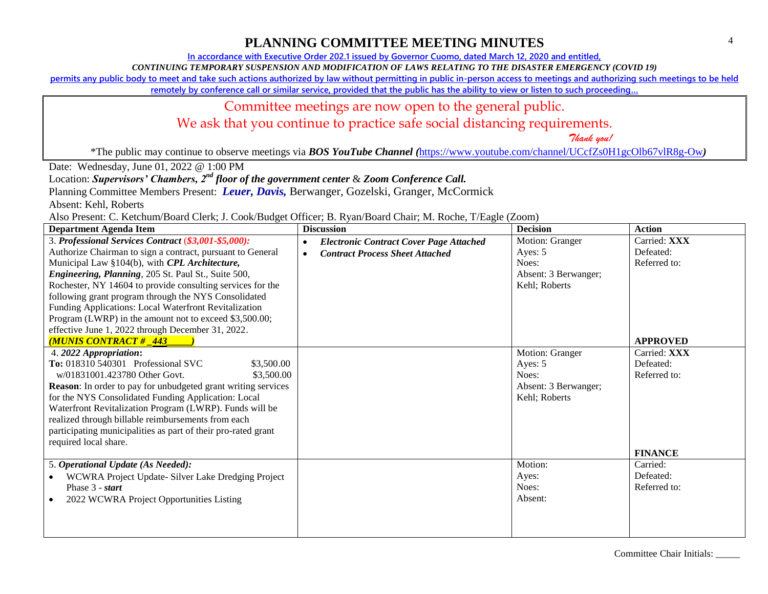# PLANNING COMMITTEE MEETING MINUTES

In accordance with Executive Order 202.1 issued by Governor Cuomo, dated March 12, 2020 and entitled,

*CONTINUING TEMPORARY SUSPENSION AND MODIFICATION OF LAWS RELATING TO THE DISASTER EMERGENCY (COVID 19)*

permits any public body to meet and take such actions authorized by law without permitting in public in-person access to meetings and authorizing such meetings to be held remotely by conference call or similar service, provided that the public has the ability to view or listen to such proceeding…

Committee meetings are now open to the general public.
We ask that you continue to practice safe social distancing requirements.
*Thank you!*

*The public may continue to observe meetings via ***BOS YouTube Channel*** *(*https://www.youtube.com/channel/UCcfZs0H1gcOlb67vlR8g-Ow*)*

Date: Wednesday, June 01, 2022 @ 1:00 PM

Location: ***Supervisors' Chambers, 2nd floor of the government center*** & ***Zoom Conference Call.***

Planning Committee Members Present: ***Leuer, Davis,*** Berwanger, Gozelski, Granger, McCormick

Absent: Kehl, Roberts

Also Present: C. Ketchum/Board Clerk; J. Cook/Budget Officer; B. Ryan/Board Chair; M. Roche, T/Eagle (Zoom)

| Department Agenda Item | Discussion | Decision | Action |
|---|---|---|---|
| 3. ***Professional Services Contract*** ***($3,001-$5,000):*** Authorize Chairman to sign a contract, pursuant to General Municipal Law §104(b), with ***CPL Architecture, Engineering, Planning***, 205 St. Paul St., Suite 500, Rochester, NY 14604 to provide consulting services for the following grant program through the NYS Consolidated Funding Applications: Local Waterfront Revitalization Program (LWRP) in the amount not to exceed $3,500.00; effective June 1, 2022 through December 31, 2022. ***(MUNIS CONTRACT # _443_____)*** | • ***Electronic Contract Cover Page Attached*** <br> • ***Contract Process Sheet Attached*** | Motion: Granger <br> Ayes: 5 <br> Noes: <br> Absent: 3 Berwanger; Kehl; Roberts | Carried: **XXX** <br> Defeated: <br> Referred to: <br> **APPROVED** |
| 4. ***2022 Appropriation*****:** <br> **To:** 018310 540301 Professional SVC $3,500.00 <br> w/01831001.423780 Other Govt. $3,500.00 <br> **Reason**: In order to pay for unbudgeted grant writing services for the NYS Consolidated Funding Application: Local Waterfront Revitalization Program (LWRP). Funds will be realized through billable reimbursements from each participating municipalities as part of their pro-rated grant required local share. | | Motion: Granger <br> Ayes: 5 <br> Noes: <br> Absent: 3 Berwanger; Kehl; Roberts | Carried: **XXX** <br> Defeated: <br> Referred to: <br> **FINANCE** |
| 5. ***Operational Update (As Needed):*** <br> • WCWRA Project Update- Silver Lake Dredging Project Phase 3 - ***start*** <br> • 2022 WCWRA Project Opportunities Listing | | Motion: <br> Ayes: <br> Noes: <br> Absent: | Carried: <br> Defeated: <br> Referred to: |

Committee Chair Initials: _____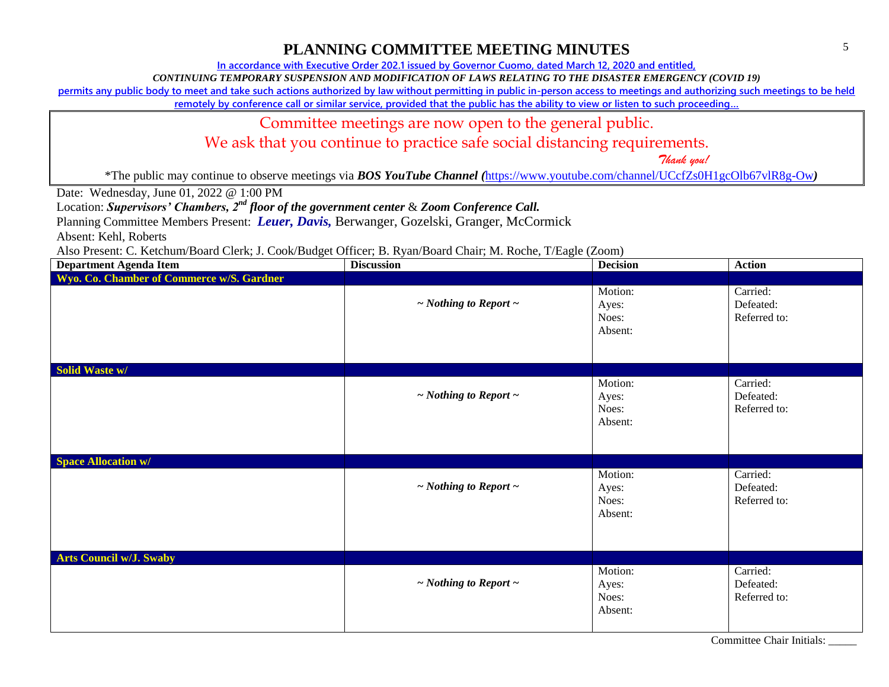# PLANNING COMMITTEE MEETING MINUTES

In accordance with Executive Order 202.1 issued by Governor Cuomo, dated March 12, 2020 and entitled,

*CONTINUING TEMPORARY SUSPENSION AND MODIFICATION OF LAWS RELATING TO THE DISASTER EMERGENCY (COVID 19)*

permits any public body to meet and take such actions authorized by law without permitting in public in-person access to meetings and authorizing such meetings to be held remotely by conference call or similar service, provided that the public has the ability to view or listen to such proceeding…

Committee meetings are now open to the general public.

We ask that you continue to practice safe social distancing requirements.

*Thank you!*

*The public may continue to observe meetings via ***BOS YouTube Channel*** *(*https://www.youtube.com/channel/UCcfZs0H1gcOlb67vlR8g-Ow*)*

Date: Wednesday, June 01, 2022 @ 1:00 PM

Location: ***Supervisors' Chambers, 2nd floor of the government center*** & ***Zoom Conference Call.***

Planning Committee Members Present: ***Leuer, Davis,*** Berwanger, Gozelski, Granger, McCormick

Absent: Kehl, Roberts

Also Present: C. Ketchum/Board Clerk; J. Cook/Budget Officer; B. Ryan/Board Chair; M. Roche, T/Eagle (Zoom)

| Department Agenda Item | Discussion | Decision | Action |
|---|---|---|---|
| **Wyo. Co. Chamber of Commerce w/S. Gardner** | | | |
| | *~ Nothing to Report ~* | Motion:<br>Ayes:<br>Noes:<br>Absent: | Carried:<br>Defeated:<br>Referred to: |
| **Solid Waste w/** | | | |
| | *~ Nothing to Report ~* | Motion:<br>Ayes:<br>Noes:<br>Absent: | Carried:<br>Defeated:<br>Referred to: |
| **Space Allocation w/** | | | |
| | *~ Nothing to Report ~* | Motion:<br>Ayes:<br>Noes:<br>Absent: | Carried:<br>Defeated:<br>Referred to: |
| **Arts Council w/J. Swaby** | | | |
| | *~ Nothing to Report ~* | Motion:<br>Ayes:<br>Noes:<br>Absent: | Carried:<br>Defeated:<br>Referred to: |

Committee Chair Initials: _____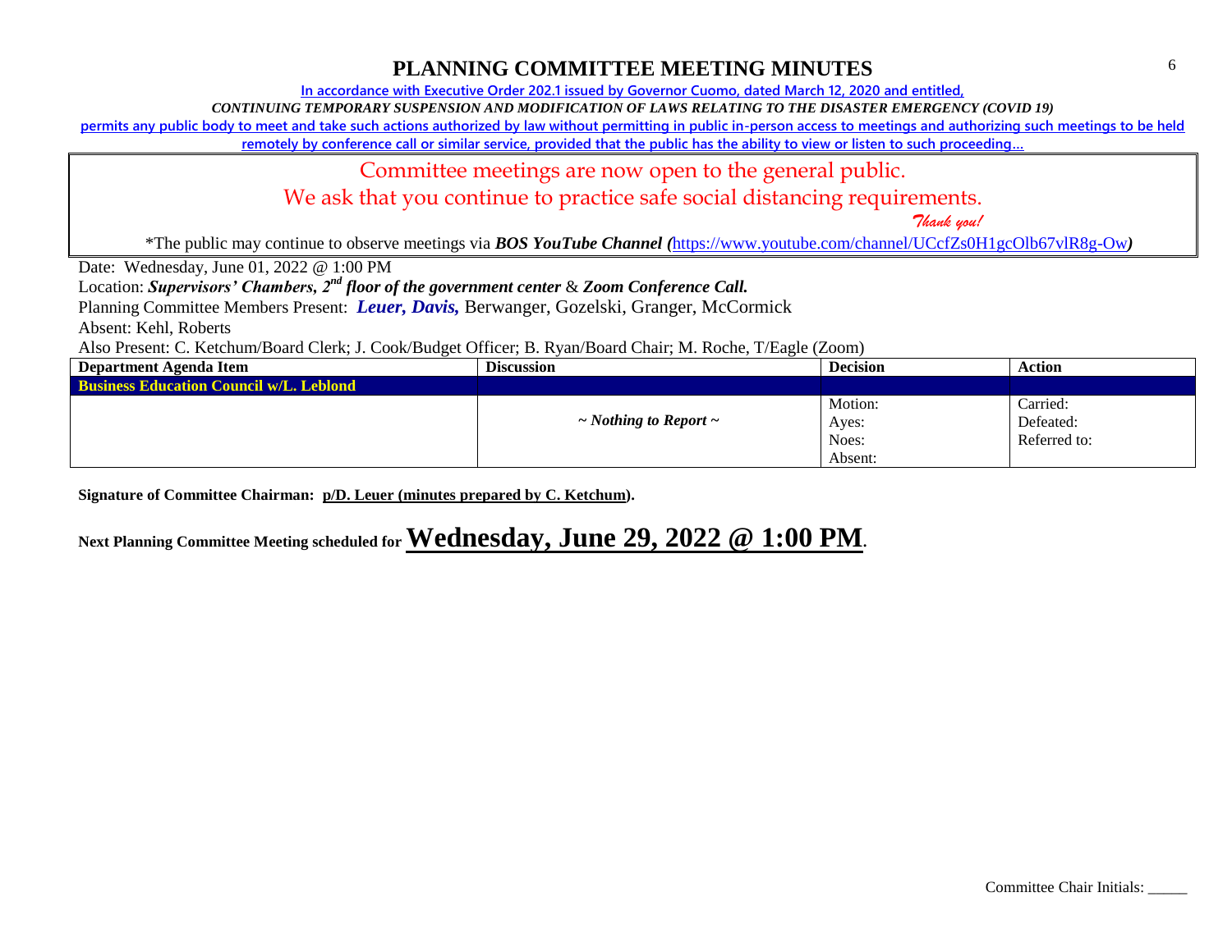# PLANNING COMMITTEE MEETING MINUTES

**In accordance with Executive Order 202.1 issued by Governor Cuomo, dated March 12, 2020 and entitled,**

***CONTINUING TEMPORARY SUSPENSION AND MODIFICATION OF LAWS RELATING TO THE DISASTER EMERGENCY (COVID 19)***

**permits any public body to meet and take such actions authorized by law without permitting in public in-person access to meetings and authorizing such meetings to be held remotely by conference call or similar service, provided that the public has the ability to view or listen to such proceeding…**

Committee meetings are now open to the general public.

We ask that you continue to practice safe social distancing requirements.

*Thank you!*

*The public may continue to observe meetings via ***BOS YouTube Channel (***https://www.youtube.com/channel/UCcfZs0H1gcOlb67vlR8g-Ow***)***

Date: Wednesday, June 01, 2022 @ 1:00 PM

Location: ***Supervisors' Chambers, 2nd floor of the government center*** & ***Zoom Conference Call.***

Planning Committee Members Present: ***Leuer, Davis,*** Berwanger, Gozelski, Granger, McCormick

Absent: Kehl, Roberts

Also Present: C. Ketchum/Board Clerk; J. Cook/Budget Officer; B. Ryan/Board Chair; M. Roche, T/Eagle (Zoom)

| Department Agenda Item | Discussion | Decision | Action |
|---|---|---|---|
| **Business Education Council w/L. Leblond** | | | |
| | *~ Nothing to Report ~* | Motion:<br>Ayes:<br>Noes:<br>Absent: | Carried:<br>Defeated:<br>Referred to: |

**Signature of Committee Chairman: p/D. Leuer (minutes prepared by C. Ketchum).**

**Next Planning Committee Meeting scheduled for Wednesday, June 29, 2022 @ 1:00 PM.**

Committee Chair Initials: _____